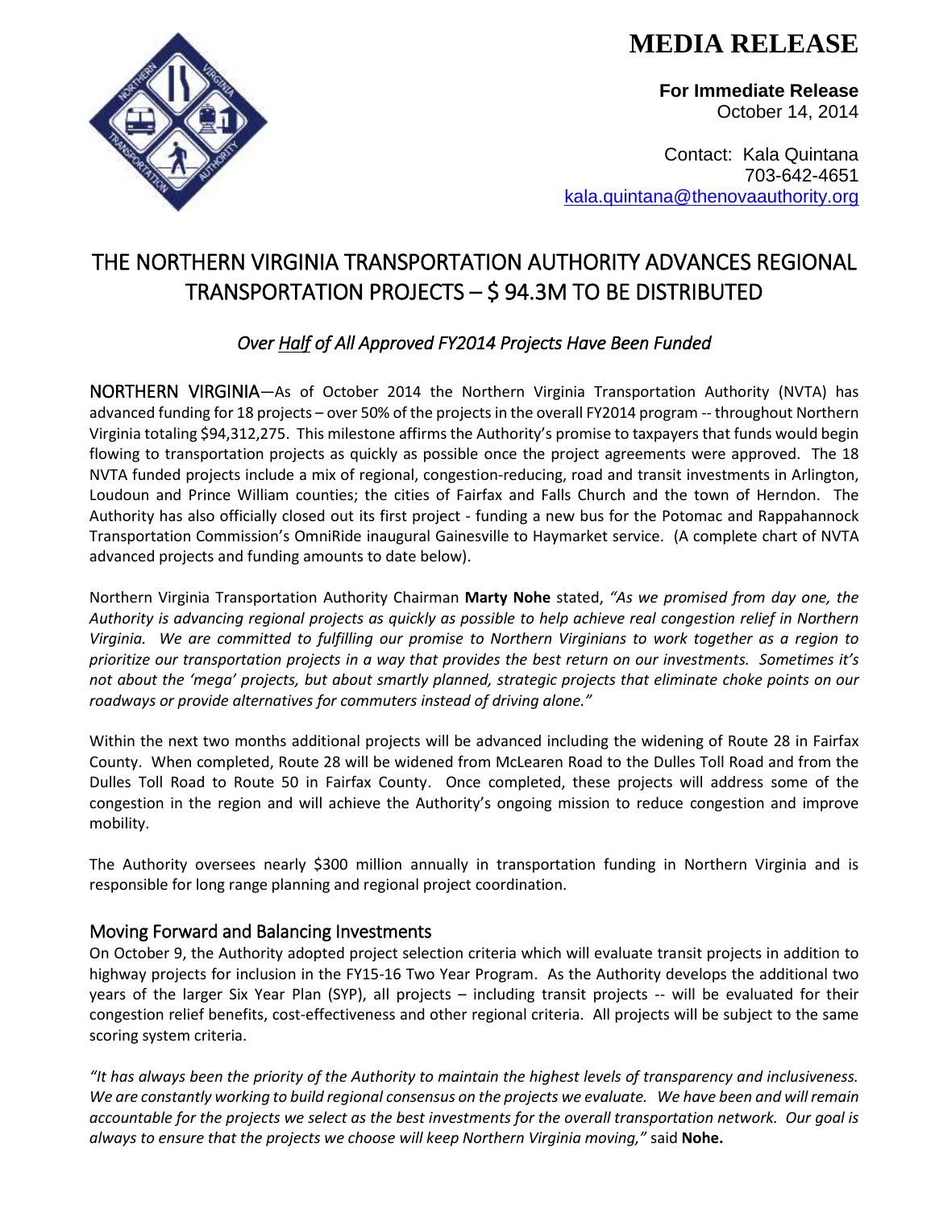# MEDIA RELEASE

**For Immediate Release**
October 14, 2014

Contact: Kala Quintana
703-642-4651
kala.quintana@thenovaauthority.org

# THE NORTHERN VIRGINIA TRANSPORTATION AUTHORITY ADVANCES REGIONAL TRANSPORTATION PROJECTS – $ 94.3M TO BE DISTRIBUTED

### *Over Half of All Approved FY2014 Projects Have Been Funded*

NORTHERN VIRGINIA—As of October 2014 the Northern Virginia Transportation Authority (NVTA) has advanced funding for 18 projects – over 50% of the projects in the overall FY2014 program -- throughout Northern Virginia totaling $94,312,275. This milestone affirms the Authority's promise to taxpayers that funds would begin flowing to transportation projects as quickly as possible once the project agreements were approved. The 18 NVTA funded projects include a mix of regional, congestion-reducing, road and transit investments in Arlington, Loudoun and Prince William counties; the cities of Fairfax and Falls Church and the town of Herndon. The Authority has also officially closed out its first project - funding a new bus for the Potomac and Rappahannock Transportation Commission's OmniRide inaugural Gainesville to Haymarket service. (A complete chart of NVTA advanced projects and funding amounts to date below).

Northern Virginia Transportation Authority Chairman **Marty Nohe** stated, *"As we promised from day one, the Authority is advancing regional projects as quickly as possible to help achieve real congestion relief in Northern Virginia. We are committed to fulfilling our promise to Northern Virginians to work together as a region to prioritize our transportation projects in a way that provides the best return on our investments. Sometimes it's not about the 'mega' projects, but about smartly planned, strategic projects that eliminate choke points on our roadways or provide alternatives for commuters instead of driving alone."*

Within the next two months additional projects will be advanced including the widening of Route 28 in Fairfax County. When completed, Route 28 will be widened from McLearen Road to the Dulles Toll Road and from the Dulles Toll Road to Route 50 in Fairfax County. Once completed, these projects will address some of the congestion in the region and will achieve the Authority's ongoing mission to reduce congestion and improve mobility.

The Authority oversees nearly $300 million annually in transportation funding in Northern Virginia and is responsible for long range planning and regional project coordination.

## Moving Forward and Balancing Investments

On October 9, the Authority adopted project selection criteria which will evaluate transit projects in addition to highway projects for inclusion in the FY15-16 Two Year Program. As the Authority develops the additional two years of the larger Six Year Plan (SYP), all projects – including transit projects -- will be evaluated for their congestion relief benefits, cost-effectiveness and other regional criteria. All projects will be subject to the same scoring system criteria.

*"It has always been the priority of the Authority to maintain the highest levels of transparency and inclusiveness. We are constantly working to build regional consensus on the projects we evaluate. We have been and will remain accountable for the projects we select as the best investments for the overall transportation network. Our goal is always to ensure that the projects we choose will keep Northern Virginia moving,"* said **Nohe.**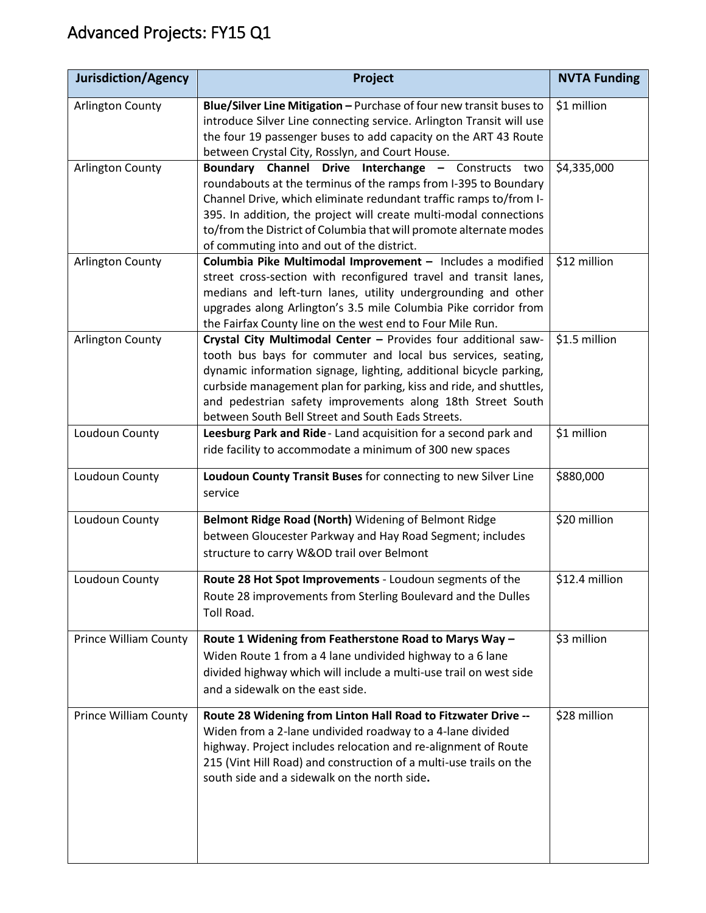# Advanced Projects: FY15 Q1

| Jurisdiction/Agency | Project | NVTA Funding |
| --- | --- | --- |
| Arlington County | **Blue/Silver Line Mitigation –** Purchase of four new transit buses to introduce Silver Line connecting service. Arlington Transit will use the four 19 passenger buses to add capacity on the ART 43 Route between Crystal City, Rosslyn, and Court House. | $1 million |
| Arlington County | **Boundary Channel Drive Interchange –** Constructs two roundabouts at the terminus of the ramps from I-395 to Boundary Channel Drive, which eliminate redundant traffic ramps to/from I-395. In addition, the project will create multi-modal connections to/from the District of Columbia that will promote alternate modes of commuting into and out of the district. | $4,335,000 |
| Arlington County | **Columbia Pike Multimodal Improvement –** Includes a modified street cross-section with reconfigured travel and transit lanes, medians and left-turn lanes, utility undergrounding and other upgrades along Arlington's 3.5 mile Columbia Pike corridor from the Fairfax County line on the west end to Four Mile Run. | $12 million |
| Arlington County | **Crystal City Multimodal Center –** Provides four additional saw-tooth bus bays for commuter and local bus services, seating, dynamic information signage, lighting, additional bicycle parking, curbside management plan for parking, kiss and ride, and shuttles, and pedestrian safety improvements along 18th Street South between South Bell Street and South Eads Streets. | $1.5 million |
| Loudoun County | **Leesburg Park and Ride** - Land acquisition for a second park and ride facility to accommodate a minimum of 300 new spaces | $1 million |
| Loudoun County | **Loudoun County Transit Buses** for connecting to new Silver Line service | $880,000 |
| Loudoun County | **Belmont Ridge Road (North)** Widening of Belmont Ridge between Gloucester Parkway and Hay Road Segment; includes structure to carry W&OD trail over Belmont | $20 million |
| Loudoun County | **Route 28 Hot Spot Improvements** - Loudoun segments of the Route 28 improvements from Sterling Boulevard and the Dulles Toll Road. | $12.4 million |
| Prince William County | **Route 1 Widening from Featherstone Road to Marys Way –** Widen Route 1 from a 4 lane undivided highway to a 6 lane divided highway which will include a multi-use trail on west side and a sidewalk on the east side. | $3 million |
| Prince William County | **Route 28 Widening from Linton Hall Road to Fitzwater Drive --** Widen from a 2-lane undivided roadway to a 4-lane divided highway. Project includes relocation and re-alignment of Route 215 (Vint Hill Road) and construction of a multi-use trails on the south side and a sidewalk on the north side**.** | $28 million |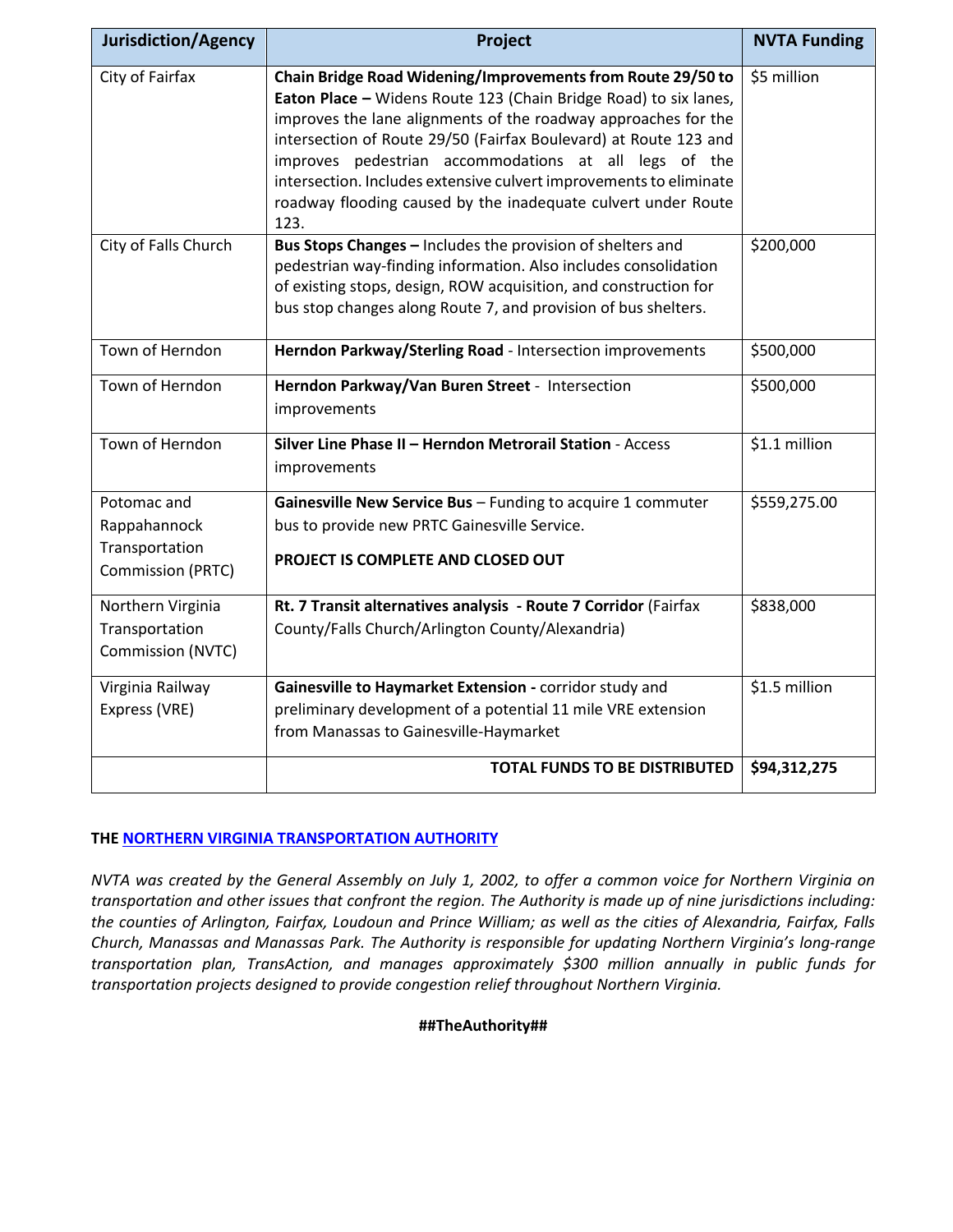| Jurisdiction/Agency | Project | NVTA Funding |
| --- | --- | --- |
| City of Fairfax | **Chain Bridge Road Widening/Improvements from Route 29/50 to Eaton Place –** Widens Route 123 (Chain Bridge Road) to six lanes, improves the lane alignments of the roadway approaches for the intersection of Route 29/50 (Fairfax Boulevard) at Route 123 and improves pedestrian accommodations at all legs of the intersection. Includes extensive culvert improvements to eliminate roadway flooding caused by the inadequate culvert under Route 123. | $5 million |
| City of Falls Church | **Bus Stops Changes –** Includes the provision of shelters and pedestrian way-finding information. Also includes consolidation of existing stops, design, ROW acquisition, and construction for bus stop changes along Route 7, and provision of bus shelters. | $200,000 |
| Town of Herndon | **Herndon Parkway/Sterling Road** - Intersection improvements | $500,000 |
| Town of Herndon | **Herndon Parkway/Van Buren Street** - Intersection improvements | $500,000 |
| Town of Herndon | **Silver Line Phase II – Herndon Metrorail Station** - Access improvements | $1.1 million |
| Potomac and Rappahannock Transportation Commission (PRTC) | **Gainesville New Service Bus** – Funding to acquire 1 commuter bus to provide new PRTC Gainesville Service. **PROJECT IS COMPLETE AND CLOSED OUT** | $559,275.00 |
| Northern Virginia Transportation Commission (NVTC) | **Rt. 7 Transit alternatives analysis - Route 7 Corridor** (Fairfax County/Falls Church/Arlington County/Alexandria) | $838,000 |
| Virginia Railway Express (VRE) | **Gainesville to Haymarket Extension -** corridor study and preliminary development of a potential 11 mile VRE extension from Manassas to Gainesville-Haymarket | $1.5 million |
| | **TOTAL FUNDS TO BE DISTRIBUTED** | **$94,312,275** |

**THE NORTHERN VIRGINIA TRANSPORTATION AUTHORITY**

*NVTA was created by the General Assembly on July 1, 2002, to offer a common voice for Northern Virginia on transportation and other issues that confront the region. The Authority is made up of nine jurisdictions including: the counties of Arlington, Fairfax, Loudoun and Prince William; as well as the cities of Alexandria, Fairfax, Falls Church, Manassas and Manassas Park. The Authority is responsible for updating Northern Virginia's long-range transportation plan, TransAction, and manages approximately $300 million annually in public funds for transportation projects designed to provide congestion relief throughout Northern Virginia.*

**##TheAuthority##**